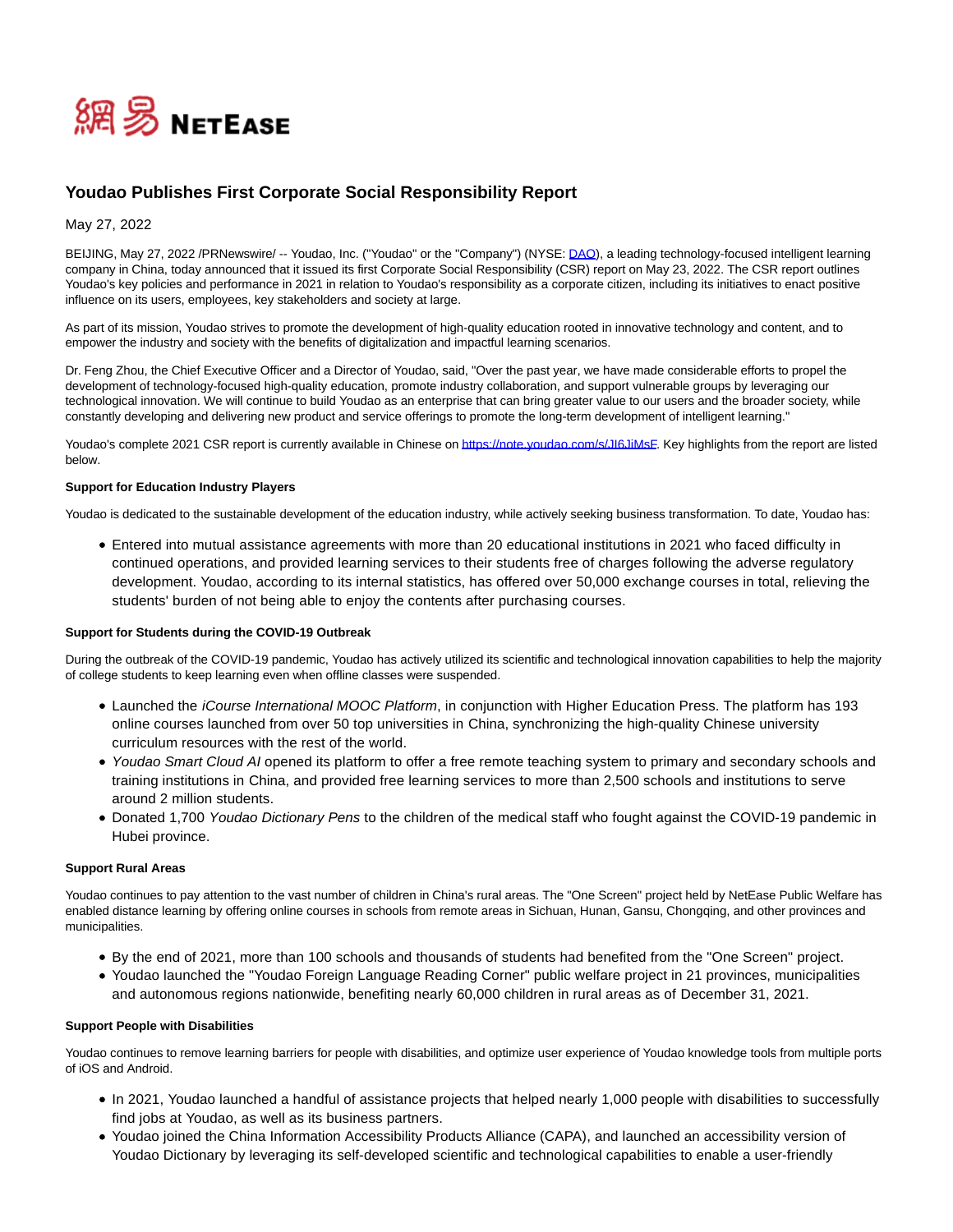網易 NetEase

# Youdao Publishes First Corporate Social Responsibility Report

May 27, 2022

BEIJING, May 27, 2022 /PRNewswire/ -- Youdao, Inc. ("Youdao" or the "Company") (NYSE: DAO), a leading technology-focused intelligent learning company in China, today announced that it issued its first Corporate Social Responsibility (CSR) report on May 23, 2022. The CSR report outlines Youdao's key policies and performance in 2021 in relation to Youdao's responsibility as a corporate citizen, including its initiatives to enact positive influence on its users, employees, key stakeholders and society at large.

As part of its mission, Youdao strives to promote the development of high-quality education rooted in innovative technology and content, and to empower the industry and society with the benefits of digitalization and impactful learning scenarios.

Dr. Feng Zhou, the Chief Executive Officer and a Director of Youdao, said, "Over the past year, we have made considerable efforts to propel the development of technology-focused high-quality education, promote industry collaboration, and support vulnerable groups by leveraging our technological innovation. We will continue to build Youdao as an enterprise that can bring greater value to our users and the broader society, while constantly developing and delivering new product and service offerings to promote the long-term development of intelligent learning."

Youdao's complete 2021 CSR report is currently available in Chinese on https://note.youdao.com/s/JI6JiMsF. Key highlights from the report are listed below.

**Support for Education Industry Players**

Youdao is dedicated to the sustainable development of the education industry, while actively seeking business transformation. To date, Youdao has:

- Entered into mutual assistance agreements with more than 20 educational institutions in 2021 who faced difficulty in continued operations, and provided learning services to their students free of charges following the adverse regulatory development. Youdao, according to its internal statistics, has offered over 50,000 exchange courses in total, relieving the students' burden of not being able to enjoy the contents after purchasing courses.

**Support for Students during the COVID-19 Outbreak**

During the outbreak of the COVID-19 pandemic, Youdao has actively utilized its scientific and technological innovation capabilities to help the majority of college students to keep learning even when offline classes were suspended.

- Launched the *iCourse International MOOC Platform*, in conjunction with Higher Education Press. The platform has 193 online courses launched from over 50 top universities in China, synchronizing the high-quality Chinese university curriculum resources with the rest of the world.
- *Youdao Smart Cloud AI* opened its platform to offer a free remote teaching system to primary and secondary schools and training institutions in China, and provided free learning services to more than 2,500 schools and institutions to serve around 2 million students.
- Donated 1,700 *Youdao Dictionary Pens* to the children of the medical staff who fought against the COVID-19 pandemic in Hubei province.

**Support Rural Areas**

Youdao continues to pay attention to the vast number of children in China's rural areas. The "One Screen" project held by NetEase Public Welfare has enabled distance learning by offering online courses in schools from remote areas in Sichuan, Hunan, Gansu, Chongqing, and other provinces and municipalities.

- By the end of 2021, more than 100 schools and thousands of students had benefited from the "One Screen" project.
- Youdao launched the "Youdao Foreign Language Reading Corner" public welfare project in 21 provinces, municipalities and autonomous regions nationwide, benefiting nearly 60,000 children in rural areas as of December 31, 2021.

**Support People with Disabilities**

Youdao continues to remove learning barriers for people with disabilities, and optimize user experience of Youdao knowledge tools from multiple ports of iOS and Android.

- In 2021, Youdao launched a handful of assistance projects that helped nearly 1,000 people with disabilities to successfully find jobs at Youdao, as well as its business partners.
- Youdao joined the China Information Accessibility Products Alliance (CAPA), and launched an accessibility version of Youdao Dictionary by leveraging its self-developed scientific and technological capabilities to enable a user-friendly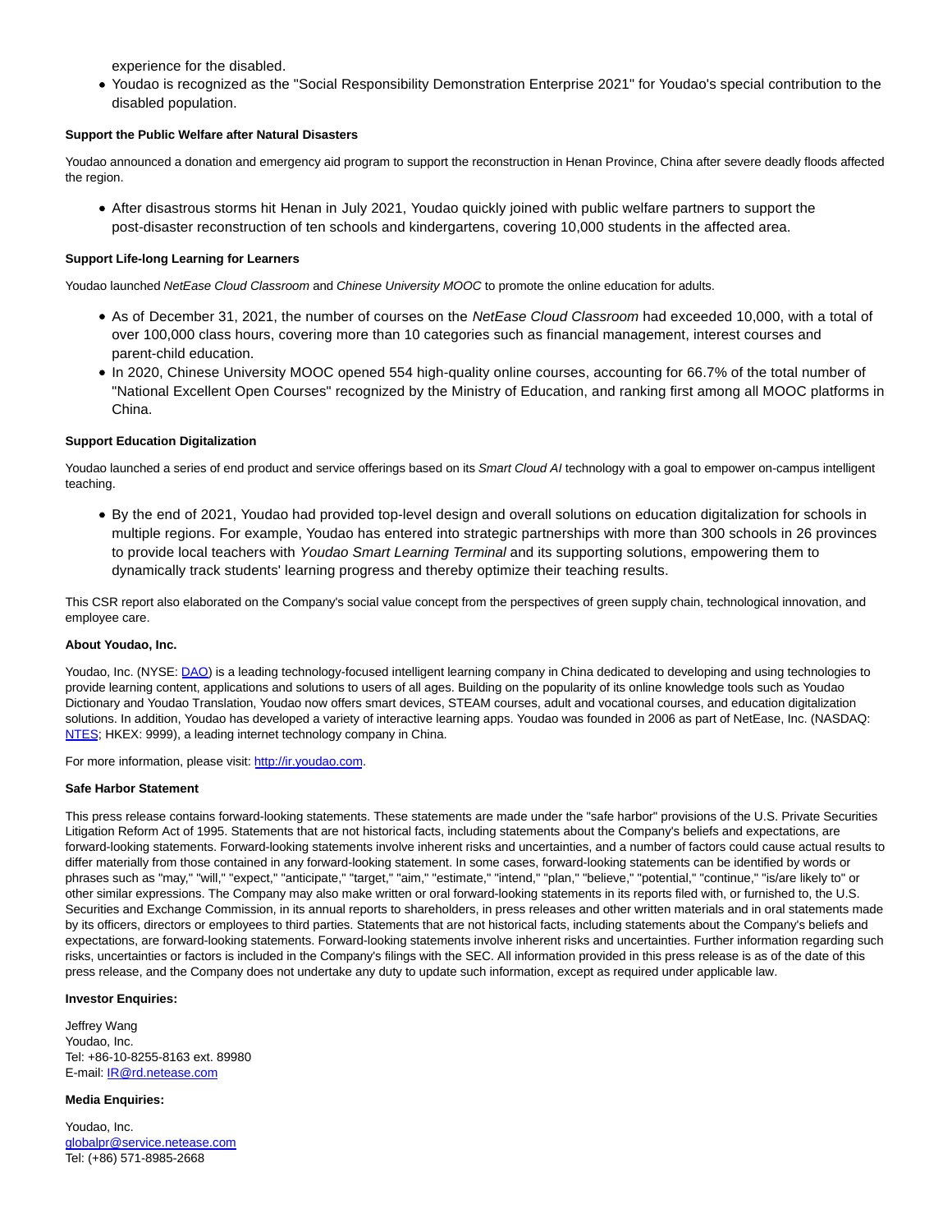experience for the disabled.
- Youdao is recognized as the "Social Responsibility Demonstration Enterprise 2021" for Youdao's special contribution to the disabled population.

**Support the Public Welfare after Natural Disasters**

Youdao announced a donation and emergency aid program to support the reconstruction in Henan Province, China after severe deadly floods affected the region.

- After disastrous storms hit Henan in July 2021, Youdao quickly joined with public welfare partners to support the post-disaster reconstruction of ten schools and kindergartens, covering 10,000 students in the affected area.

**Support Life-long Learning for Learners**

Youdao launched *NetEase Cloud Classroom* and *Chinese University MOOC* to promote the online education for adults.

- As of December 31, 2021, the number of courses on the *NetEase Cloud Classroom* had exceeded 10,000, with a total of over 100,000 class hours, covering more than 10 categories such as financial management, interest courses and parent-child education.
- In 2020, Chinese University MOOC opened 554 high-quality online courses, accounting for 66.7% of the total number of "National Excellent Open Courses" recognized by the Ministry of Education, and ranking first among all MOOC platforms in China.

**Support Education Digitalization**

Youdao launched a series of end product and service offerings based on its *Smart Cloud AI* technology with a goal to empower on-campus intelligent teaching.

- By the end of 2021, Youdao had provided top-level design and overall solutions on education digitalization for schools in multiple regions. For example, Youdao has entered into strategic partnerships with more than 300 schools in 26 provinces to provide local teachers with *Youdao Smart Learning Terminal* and its supporting solutions, empowering them to dynamically track students' learning progress and thereby optimize their teaching results.

This CSR report also elaborated on the Company's social value concept from the perspectives of green supply chain, technological innovation, and employee care.

**About Youdao, Inc.**

Youdao, Inc. (NYSE: DAO) is a leading technology-focused intelligent learning company in China dedicated to developing and using technologies to provide learning content, applications and solutions to users of all ages. Building on the popularity of its online knowledge tools such as Youdao Dictionary and Youdao Translation, Youdao now offers smart devices, STEAM courses, adult and vocational courses, and education digitalization solutions. In addition, Youdao has developed a variety of interactive learning apps. Youdao was founded in 2006 as part of NetEase, Inc. (NASDAQ: NTES; HKEX: 9999), a leading internet technology company in China.

For more information, please visit: http://ir.youdao.com.

**Safe Harbor Statement**

This press release contains forward-looking statements. These statements are made under the "safe harbor" provisions of the U.S. Private Securities Litigation Reform Act of 1995. Statements that are not historical facts, including statements about the Company's beliefs and expectations, are forward-looking statements. Forward-looking statements involve inherent risks and uncertainties, and a number of factors could cause actual results to differ materially from those contained in any forward-looking statement. In some cases, forward-looking statements can be identified by words or phrases such as "may," "will," "expect," "anticipate," "target," "aim," "estimate," "intend," "plan," "believe," "potential," "continue," "is/are likely to" or other similar expressions. The Company may also make written or oral forward-looking statements in its reports filed with, or furnished to, the U.S. Securities and Exchange Commission, in its annual reports to shareholders, in press releases and other written materials and in oral statements made by its officers, directors or employees to third parties. Statements that are not historical facts, including statements about the Company's beliefs and expectations, are forward-looking statements. Forward-looking statements involve inherent risks and uncertainties. Further information regarding such risks, uncertainties or factors is included in the Company's filings with the SEC. All information provided in this press release is as of the date of this press release, and the Company does not undertake any duty to update such information, except as required under applicable law.

**Investor Enquiries:**

Jeffrey Wang
Youdao, Inc.
Tel: +86-10-8255-8163 ext. 89980
E-mail: IR@rd.netease.com

**Media Enquiries:**

Youdao, Inc.
globalpr@service.netease.com
Tel: (+86) 571-8985-2668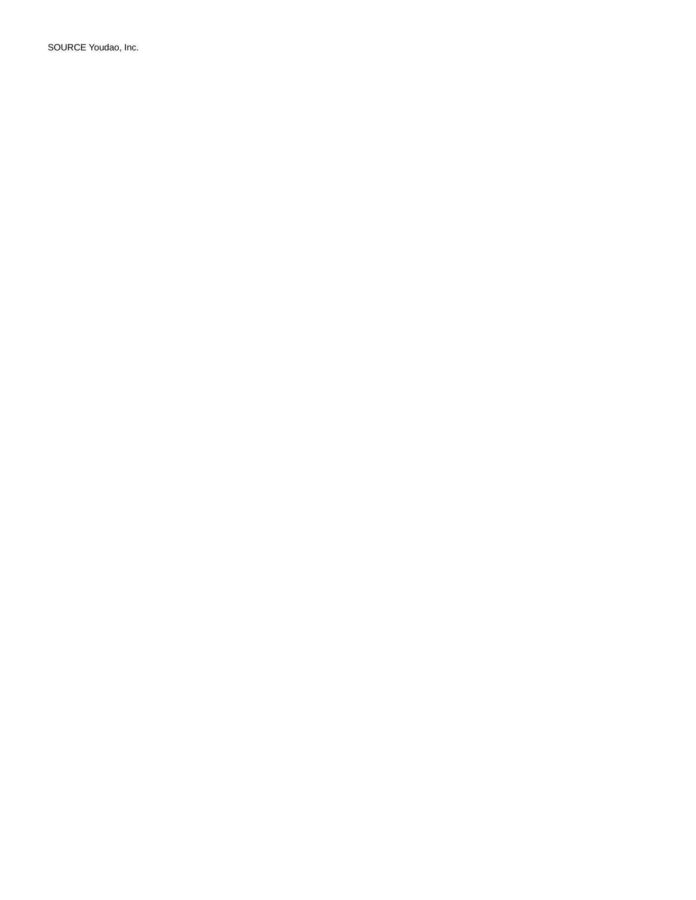SOURCE Youdao, Inc.